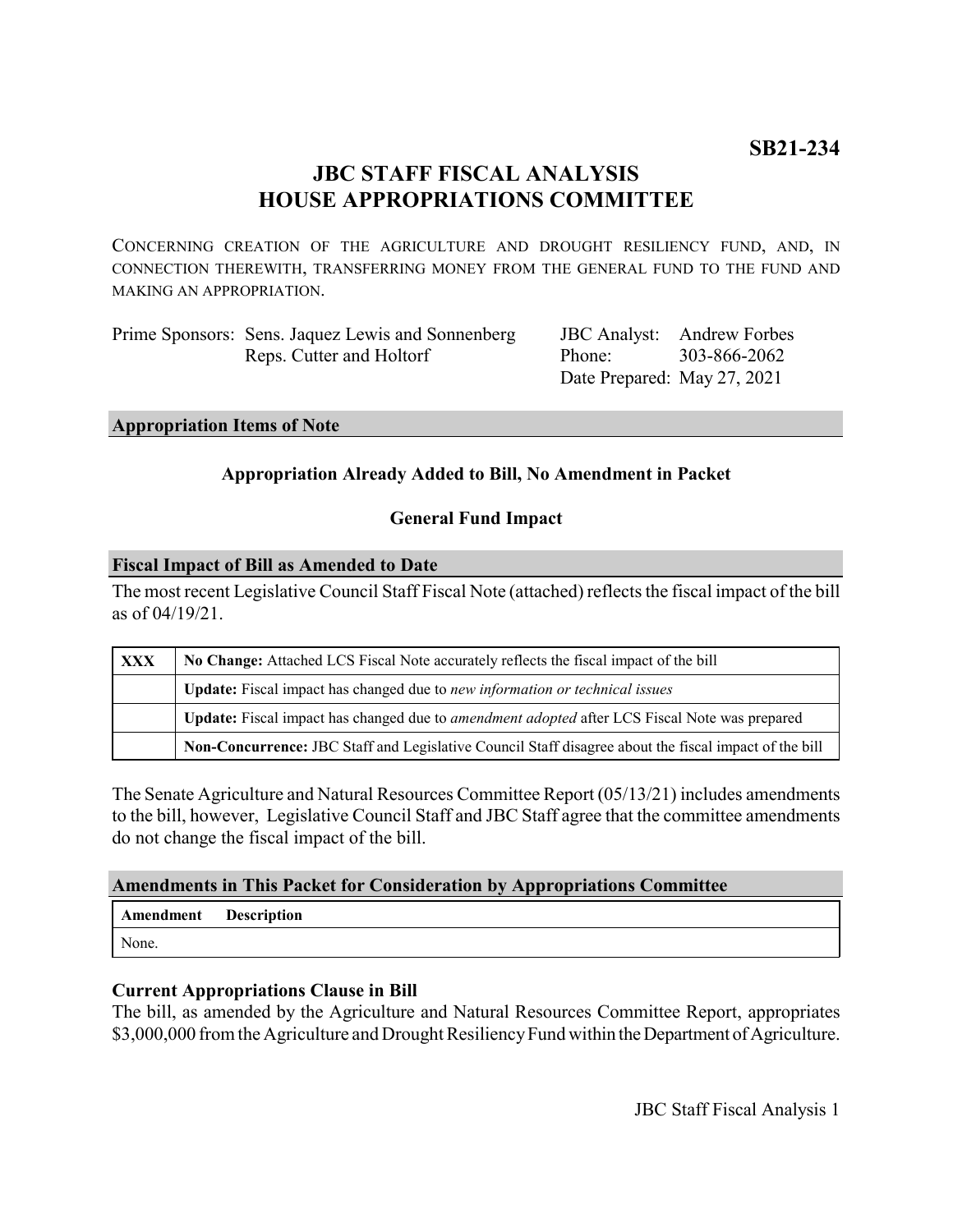**SB21-234**

# JBC STAFF FISCAL ANALYSIS
# HOUSE APPROPRIATIONS COMMITTEE

CONCERNING CREATION OF THE AGRICULTURE AND DROUGHT RESILIENCY FUND, AND, IN CONNECTION THEREWITH, TRANSFERRING MONEY FROM THE GENERAL FUND TO THE FUND AND MAKING AN APPROPRIATION.

| | | | |
|---|---|---|---|
| Prime Sponsors: | Sens. Jaquez Lewis and Sonnenberg | JBC Analyst: | Andrew Forbes |
| | Reps. Cutter and Holtorf | Phone: | 303-866-2062 |
| | | Date Prepared: | May 27, 2021 |

## Appropriation Items of Note

**Appropriation Already Added to Bill, No Amendment in Packet**

**General Fund Impact**

## Fiscal Impact of Bill as Amended to Date

The most recent Legislative Council Staff Fiscal Note (attached) reflects the fiscal impact of the bill as of 04/19/21.

| | |
|---|---|
| XXX | **No Change:** Attached LCS Fiscal Note accurately reflects the fiscal impact of the bill |
| | **Update:** Fiscal impact has changed due to *new information or technical issues* |
| | **Update:** Fiscal impact has changed due to *amendment adopted* after LCS Fiscal Note was prepared |
| | **Non-Concurrence:** JBC Staff and Legislative Council Staff disagree about the fiscal impact of the bill |

The Senate Agriculture and Natural Resources Committee Report (05/13/21) includes amendments to the bill, however, Legislative Council Staff and JBC Staff agree that the committee amendments do not change the fiscal impact of the bill.

## Amendments in This Packet for Consideration by Appropriations Committee

| Amendment | Description |
|---|---|
| None. | |

### Current Appropriations Clause in Bill

The bill, as amended by the Agriculture and Natural Resources Committee Report, appropriates $3,000,000 from the Agriculture and Drought Resiliency Fund within the Department of Agriculture.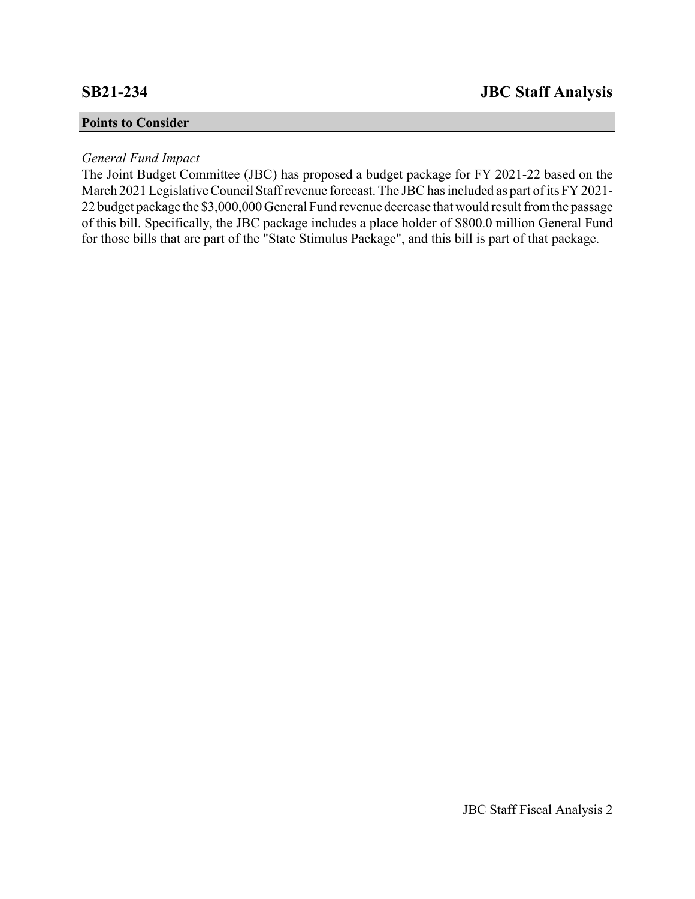## Points to Consider

*General Fund Impact*

The Joint Budget Committee (JBC) has proposed a budget package for FY 2021-22 based on the March 2021 Legislative Council Staff revenue forecast. The JBC has included as part of its FY 2021-22 budget package the $3,000,000 General Fund revenue decrease that would result from the passage of this bill. Specifically, the JBC package includes a place holder of $800.0 million General Fund for those bills that are part of the "State Stimulus Package", and this bill is part of that package.